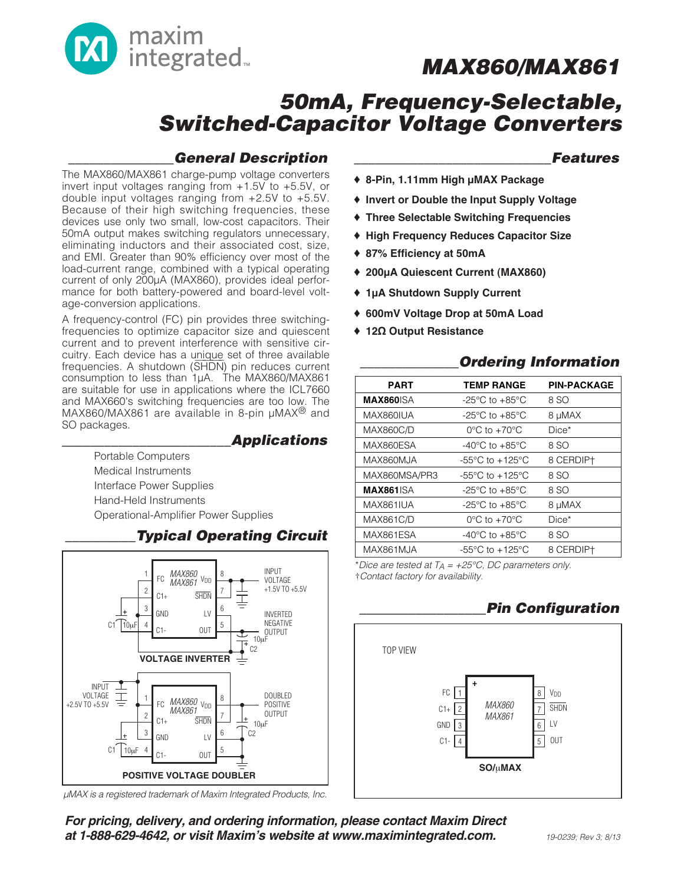# MAX860/MAX861

## 50mA, Frequency-Selectable, Switched-Capacitor Voltage Converters

### General Description

The MAX860/MAX861 charge-pump voltage converters invert input voltages ranging from +1.5V to +5.5V, or double input voltages ranging from +2.5V to +5.5V. Because of their high switching frequencies, these devices use only two small, low-cost capacitors. Their 50mA output makes switching regulators unnecessary, eliminating inductors and their associated cost, size, and EMI. Greater than 90% efficiency over most of the load-current range, combined with a typical operating current of only 200µA (MAX860), provides ideal performance for both battery-powered and board-level voltage-conversion applications.

A frequency-control (FC) pin provides three switching-frequencies to optimize capacitor size and quiescent current and to prevent interference with sensitive circuitry. Each device has a unique set of three available frequencies. A shutdown (SHDN) pin reduces current consumption to less than 1µA. The MAX860/MAX861 are suitable for use in applications where the ICL7660 and MAX660's switching frequencies are too low. The MAX860/MAX861 are available in 8-pin µMAX® and SO packages.

### Applications

Portable Computers
Medical Instruments
Interface Power Supplies
Hand-Held Instruments
Operational-Amplifier Power Supplies

### Typical Operating Circuit

VOLTAGE INVERTER

POSITIVE VOLTAGE DOUBLER

*µMAX is a registered trademark of Maxim Integrated Products, Inc.*

### Features

- 8-Pin, 1.11mm High µMAX Package
- Invert or Double the Input Supply Voltage
- Three Selectable Switching Frequencies
- High Frequency Reduces Capacitor Size
- 87% Efficiency at 50mA
- 200µA Quiescent Current (MAX860)
- 1µA Shutdown Supply Current
- 600mV Voltage Drop at 50mA Load
- 12Ω Output Resistance

### Ordering Information

| PART | TEMP RANGE | PIN-PACKAGE |
|---|---|---|
| **MAX860**ISA | -25°C to +85°C | 8 SO |
| MAX860IUA | -25°C to +85°C | 8 µMAX |
| MAX860C/D | 0°C to +70°C | Dice* |
| MAX860ESA | -40°C to +85°C | 8 SO |
| MAX860MJA | -55°C to +125°C | 8 CERDIP† |
| MAX860MSA/PR3 | -55°C to +125°C | 8 SO |
| **MAX861**ISA | -25°C to +85°C | 8 SO |
| MAX861IUA | -25°C to +85°C | 8 µMAX |
| MAX861C/D | 0°C to +70°C | Dice* |
| MAX861ESA | -40°C to +85°C | 8 SO |
| MAX861MJA | -55°C to +125°C | 8 CERDIP† |

*\*Dice are tested at $T_A$ = +25°C, DC parameters only.*
*†Contact factory for availability.*

### Pin Configuration

TOP VIEW

| Pin | Name | Pin | Name |
|---|---|---|---|
| 1 | FC | 8 | VDD |
| 2 | C1+ | 7 | SHDN |
| 3 | GND | 6 | LV |
| 4 | C1- | 5 | OUT |

MAX860/MAX861 — SO/µMAX

**For pricing, delivery, and ordering information, please contact Maxim Direct at 1-888-629-4642, or visit Maxim's website at www.maximintegrated.com.**

19-0239; Rev 3; 8/13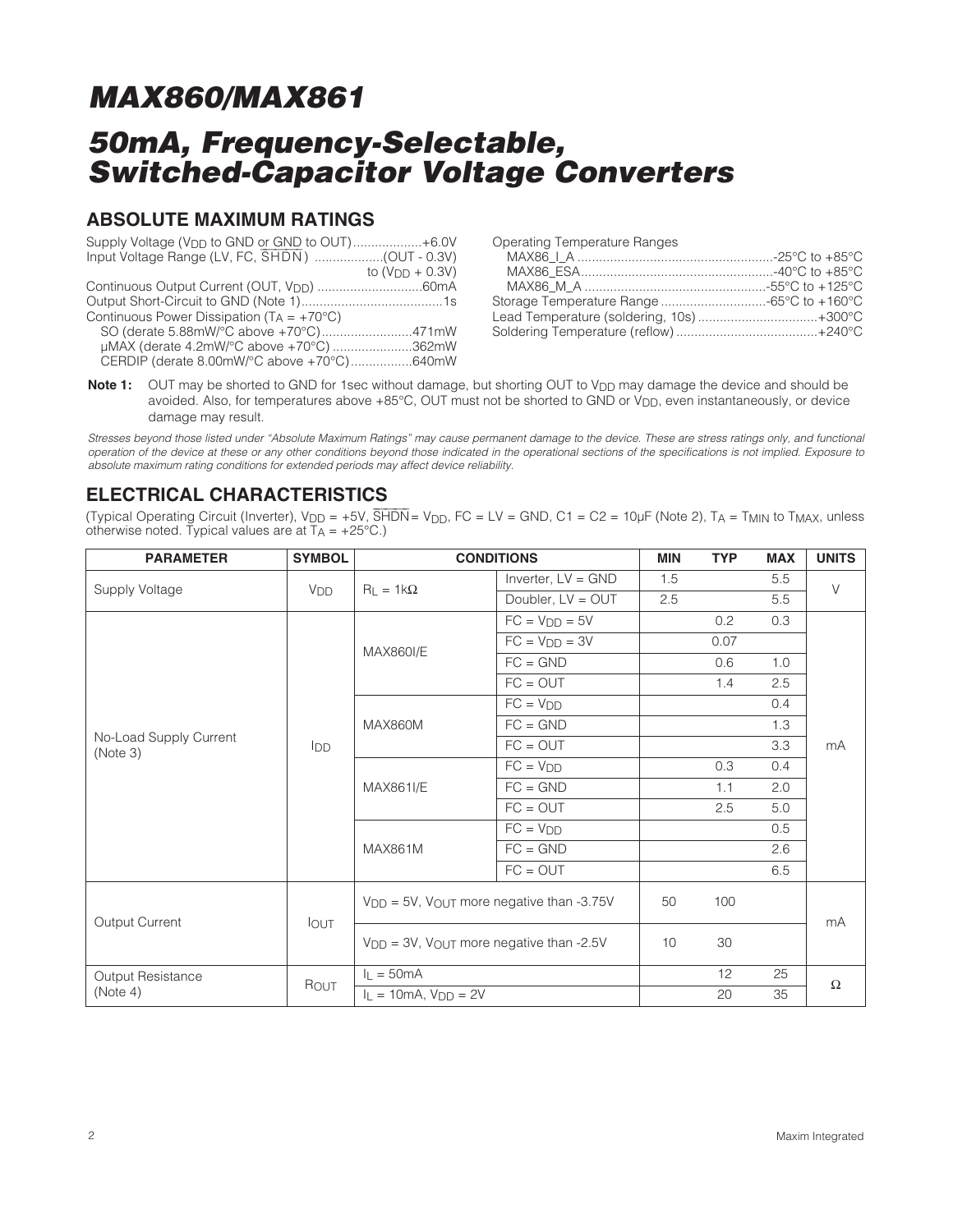# MAX860/MAX861

# 50mA, Frequency-Selectable, Switched-Capacitor Voltage Converters

## ABSOLUTE MAXIMUM RATINGS

Supply Voltage ($V_{DD}$ to GND or GND to OUT)....................+6.0V
Input Voltage Range (LV, FC, $\overline{SHDN}$) ...................(OUT - 0.3V) to ($V_{DD}$ + 0.3V)
Continuous Output Current (OUT, $V_{DD}$) .............................60mA
Output Short-Circuit to GND (Note 1).......................................1s
Continuous Power Dissipation ($T_A$ = +70°C)
SO (derate 5.88mW/°C above +70°C).........................471mW
µMAX (derate 4.2mW/°C above +70°C) ......................362mW
CERDIP (derate 8.00mW/°C above +70°C).................640mW

Operating Temperature Ranges
MAX86_I_A ......................................................-25°C to +85°C
MAX86_ESA.....................................................-40°C to +85°C
MAX86_M_A .................................................-55°C to +125°C
Storage Temperature Range .............................-65°C to +160°C
Lead Temperature (soldering, 10s) .................................+300°C
Soldering Temperature (reflow) .......................................+240°C

**Note 1:** OUT may be shorted to GND for 1sec without damage, but shorting OUT to $V_{DD}$ may damage the device and should be avoided. Also, for temperatures above +85°C, OUT must not be shorted to GND or $V_{DD}$, even instantaneously, or device damage may result.

*Stresses beyond those listed under "Absolute Maximum Ratings" may cause permanent damage to the device. These are stress ratings only, and functional operation of the device at these or any other conditions beyond those indicated in the operational sections of the specifications is not implied. Exposure to absolute maximum rating conditions for extended periods may affect device reliability.*

## ELECTRICAL CHARACTERISTICS

(Typical Operating Circuit (Inverter), $V_{DD}$ = +5V, $\overline{SHDN}$ = $V_{DD}$, FC = LV = GND, C1 = C2 = 10µF (Note 2), $T_A$ = $T_{MIN}$ to $T_{MAX}$, unless otherwise noted. Typical values are at $T_A$ = +25°C.)

| PARAMETER | SYMBOL | CONDITIONS | | MIN | TYP | MAX | UNITS |
|---|---|---|---|---|---|---|---|
| Supply Voltage | $V_{DD}$ | $R_L$ = 1kΩ | Inverter, LV = GND | 1.5 | | 5.5 | V |
| | | | Doubler, LV = OUT | 2.5 | | 5.5 | |
| No-Load Supply Current (Note 3) | $I_{DD}$ | MAX860I/E | FC = $V_{DD}$ = 5V | | 0.2 | 0.3 | mA |
| | | | FC = $V_{DD}$ = 3V | | 0.07 | | |
| | | | FC = GND | | 0.6 | 1.0 | |
| | | | FC = OUT | | 1.4 | 2.5 | |
| | | MAX860M | FC = $V_{DD}$ | | | 0.4 | |
| | | | FC = GND | | | 1.3 | |
| | | | FC = OUT | | | 3.3 | |
| | | MAX861I/E | FC = $V_{DD}$ | | 0.3 | 0.4 | |
| | | | FC = GND | | 1.1 | 2.0 | |
| | | | FC = OUT | | 2.5 | 5.0 | |
| | | MAX861M | FC = $V_{DD}$ | | | 0.5 | |
| | | | FC = GND | | | 2.6 | |
| | | | FC = OUT | | | 6.5 | |
| Output Current | $I_{OUT}$ | $V_{DD}$ = 5V, $V_{OUT}$ more negative than -3.75V | | 50 | 100 | | mA |
| | | $V_{DD}$ = 3V, $V_{OUT}$ more negative than -2.5V | | 10 | 30 | | |
| Output Resistance (Note 4) | $R_{OUT}$ | $I_L$ = 50mA | | | 12 | 25 | Ω |
| | | $I_L$ = 10mA, $V_{DD}$ = 2V | | | 20 | 35 | |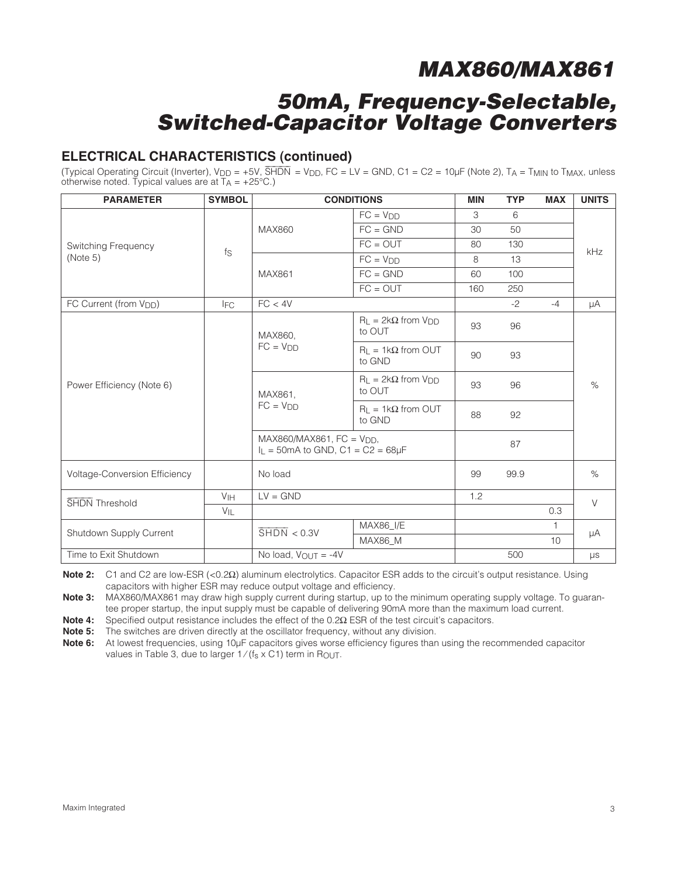## ELECTRICAL CHARACTERISTICS (continued)

(Typical Operating Circuit (Inverter), $V_{DD}$ = +5V, $\overline{SHDN}$ = $V_{DD}$, FC = LV = GND, C1 = C2 = 10µF (Note 2), $T_A$ = $T_{MIN}$ to $T_{MAX}$, unless otherwise noted. Typical values are at $T_A$ = +25°C.)

| PARAMETER | SYMBOL | CONDITIONS | | MIN | TYP | MAX | UNITS |
|---|---|---|---|---|---|---|---|
| Switching Frequency (Note 5) | $f_S$ | MAX860 | FC = $V_{DD}$ | 3 | 6 | | kHz |
| | | | FC = GND | 30 | 50 | | |
| | | | FC = OUT | 80 | 130 | | |
| | | MAX861 | FC = $V_{DD}$ | 8 | 13 | | |
| | | | FC = GND | 60 | 100 | | |
| | | | FC = OUT | 160 | 250 | | |
| FC Current (from $V_{DD}$) | $I_{FC}$ | FC < 4V | | | -2 | -4 | µA |
| Power Efficiency (Note 6) | | MAX860, FC = $V_{DD}$ | $R_L$ = 2kΩ from $V_{DD}$ to OUT | 93 | 96 | | % |
| | | | $R_L$ = 1kΩ from OUT to GND | 90 | 93 | | |
| | | MAX861, FC = $V_{DD}$ | $R_L$ = 2kΩ from $V_{DD}$ to OUT | 93 | 96 | | |
| | | | $R_L$ = 1kΩ from OUT to GND | 88 | 92 | | |
| | | MAX860/MAX861, FC = $V_{DD}$, $I_L$ = 50mA to GND, C1 = C2 = 68µF | | | 87 | | |
| Voltage-Conversion Efficiency | | No load | | 99 | 99.9 | | % |
| $\overline{SHDN}$ Threshold | $V_{IH}$ | LV = GND | | 1.2 | | | V |
| | $V_{IL}$ | | | | | 0.3 | |
| Shutdown Supply Current | | $\overline{SHDN}$ < 0.3V | MAX86_I/E | | | 1 | µA |
| | | | MAX86_M | | | 10 | |
| Time to Exit Shutdown | | No load, $V_{OUT}$ = -4V | | | 500 | | µs |

**Note 2:** C1 and C2 are low-ESR (<0.2Ω) aluminum electrolytics. Capacitor ESR adds to the circuit's output resistance. Using capacitors with higher ESR may reduce output voltage and efficiency.

**Note 3:** MAX860/MAX861 may draw high supply current during startup, up to the minimum operating supply voltage. To guarantee proper startup, the input supply must be capable of delivering 90mA more than the maximum load current.

**Note 4:** Specified output resistance includes the effect of the 0.2Ω ESR of the test circuit's capacitors.

**Note 5:** The switches are driven directly at the oscillator frequency, without any division.

**Note 6:** At lowest frequencies, using 10µF capacitors gives worse efficiency figures than using the recommended capacitor values in Table 3, due to larger $1/(f_S \times C1)$ term in $R_{OUT}$.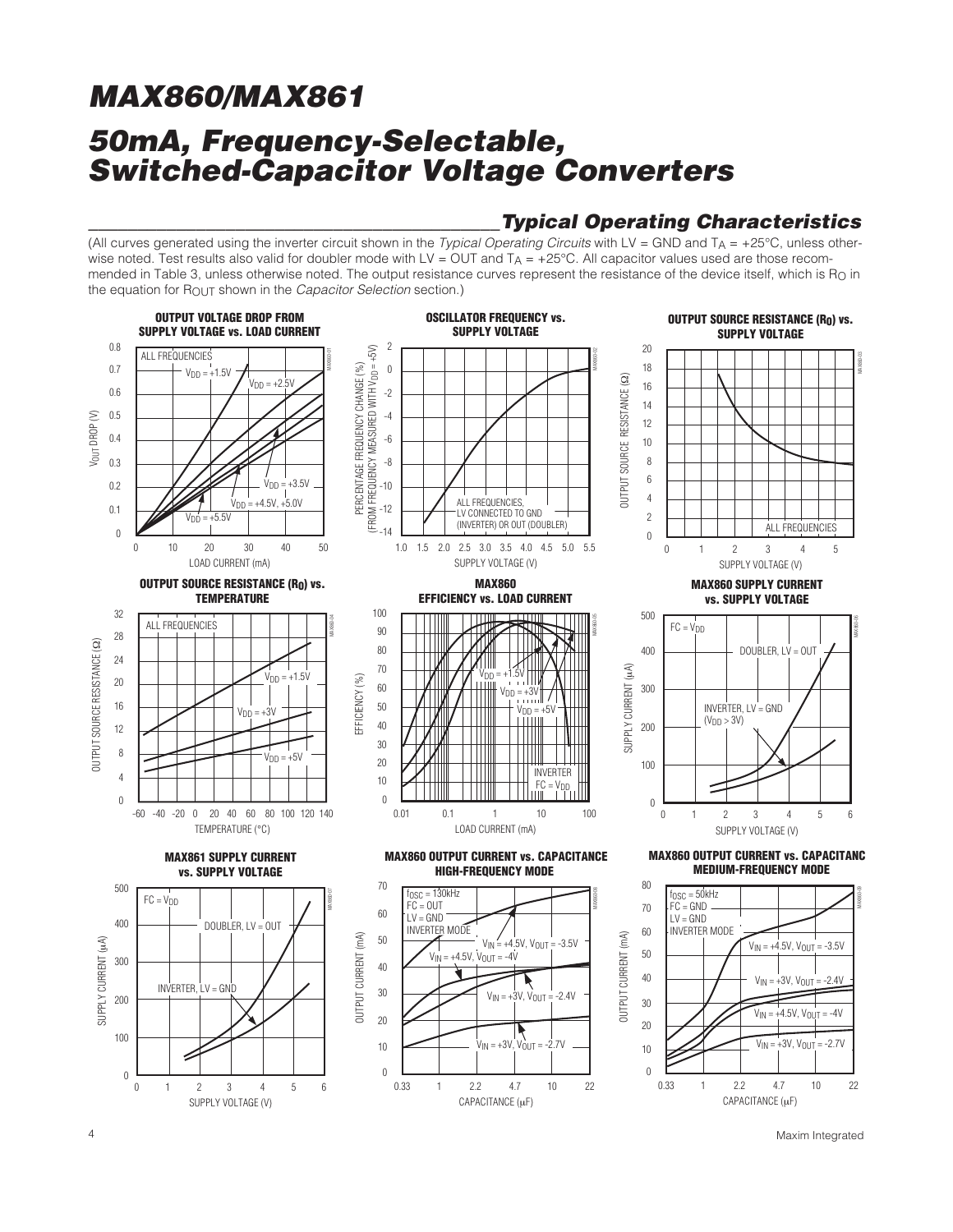## Typical Operating Characteristics

(All curves generated using the inverter circuit shown in the *Typical Operating Circuits* with LV = GND and $T_A$ = +25°C, unless otherwise noted. Test results also valid for doubler mode with LV = OUT and $T_A$ = +25°C. All capacitor values used are those recommended in Table 3, unless otherwise noted. The output resistance curves represent the resistance of the device itself, which is $R_O$ in the equation for $R_{OUT}$ shown in the *Capacitor Selection* section.)

**OUTPUT VOLTAGE DROP FROM SUPPLY VOLTAGE vs. LOAD CURRENT**

**OSCILLATOR FREQUENCY vs. SUPPLY VOLTAGE**

**OUTPUT SOURCE RESISTANCE ($R_O$) vs. SUPPLY VOLTAGE**

**OUTPUT SOURCE RESISTANCE ($R_O$) vs. TEMPERATURE**

**MAX860 EFFICIENCY vs. LOAD CURRENT**

**MAX860 SUPPLY CURRENT vs. SUPPLY VOLTAGE**

**MAX861 SUPPLY CURRENT vs. SUPPLY VOLTAGE**

**MAX860 OUTPUT CURRENT vs. CAPACITANCE HIGH-FREQUENCY MODE**

**MAX860 OUTPUT CURRENT vs. CAPACITANC MEDIUM-FREQUENCY MODE**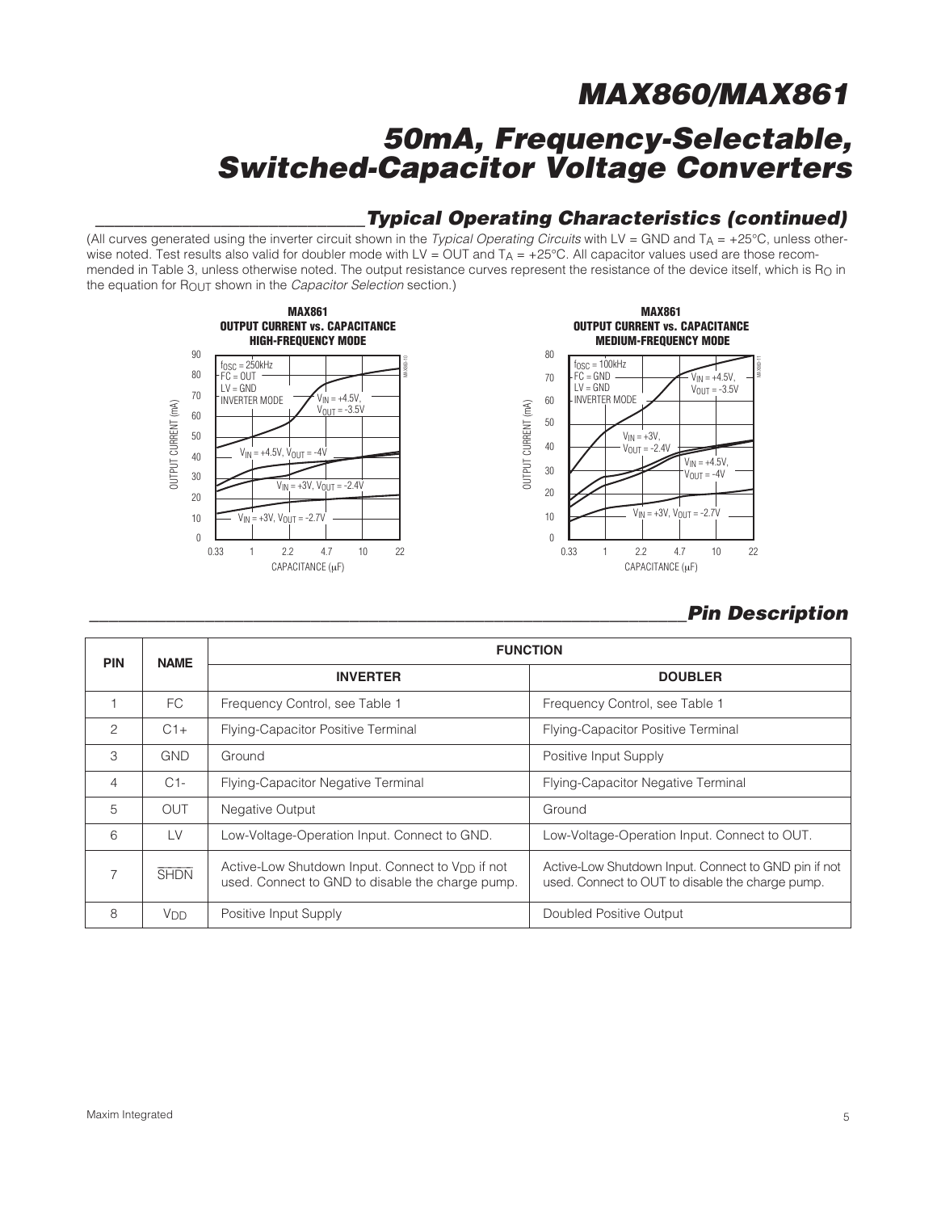## Typical Operating Characteristics (continued)

(All curves generated using the inverter circuit shown in the *Typical Operating Circuits* with LV = GND and $T_A$ = +25°C, unless otherwise noted. Test results also valid for doubler mode with LV = OUT and $T_A$ = +25°C. All capacitor values used are those recommended in Table 3, unless otherwise noted. The output resistance curves represent the resistance of the device itself, which is $R_O$ in the equation for $R_{OUT}$ shown in the *Capacitor Selection* section.)

**MAX861 OUTPUT CURRENT vs. CAPACITANCE HIGH-FREQUENCY MODE**

$f_{OSC}$ = 250kHz, FC = OUT, LV = GND, INVERTER MODE. Curves: $V_{IN}$ = +4.5V, $V_{OUT}$ = -3.5V; $V_{IN}$ = +4.5V, $V_{OUT}$ = -4V; $V_{IN}$ = +3V, $V_{OUT}$ = -2.4V; $V_{IN}$ = +3V, $V_{OUT}$ = -2.7V. Axes: OUTPUT CURRENT (mA) 0–90; CAPACITANCE (μF) 0.33–22.

**MAX861 OUTPUT CURRENT vs. CAPACITANCE MEDIUM-FREQUENCY MODE**

$f_{OSC}$ = 100kHz, FC = GND, LV = GND, INVERTER MODE. Curves: $V_{IN}$ = +4.5V, $V_{OUT}$ = -3.5V; $V_{IN}$ = +3V, $V_{OUT}$ = -2.4V; $V_{IN}$ = +4.5V, $V_{OUT}$ = -4V; $V_{IN}$ = +3V, $V_{OUT}$ = -2.7V. Axes: OUTPUT CURRENT (mA) 0–80; CAPACITANCE (μF) 0.33–22.

## Pin Description

| PIN | NAME | FUNCTION | |
|---|---|---|---|
| | | **INVERTER** | **DOUBLER** |
| 1 | FC | Frequency Control, see Table 1 | Frequency Control, see Table 1 |
| 2 | C1+ | Flying-Capacitor Positive Terminal | Flying-Capacitor Positive Terminal |
| 3 | GND | Ground | Positive Input Supply |
| 4 | C1- | Flying-Capacitor Negative Terminal | Flying-Capacitor Negative Terminal |
| 5 | OUT | Negative Output | Ground |
| 6 | LV | Low-Voltage-Operation Input. Connect to GND. | Low-Voltage-Operation Input. Connect to OUT. |
| 7 | $\overline{SHDN}$ | Active-Low Shutdown Input. Connect to $V_{DD}$ if not used. Connect to GND to disable the charge pump. | Active-Low Shutdown Input. Connect to GND pin if not used. Connect to OUT to disable the charge pump. |
| 8 | $V_{DD}$ | Positive Input Supply | Doubled Positive Output |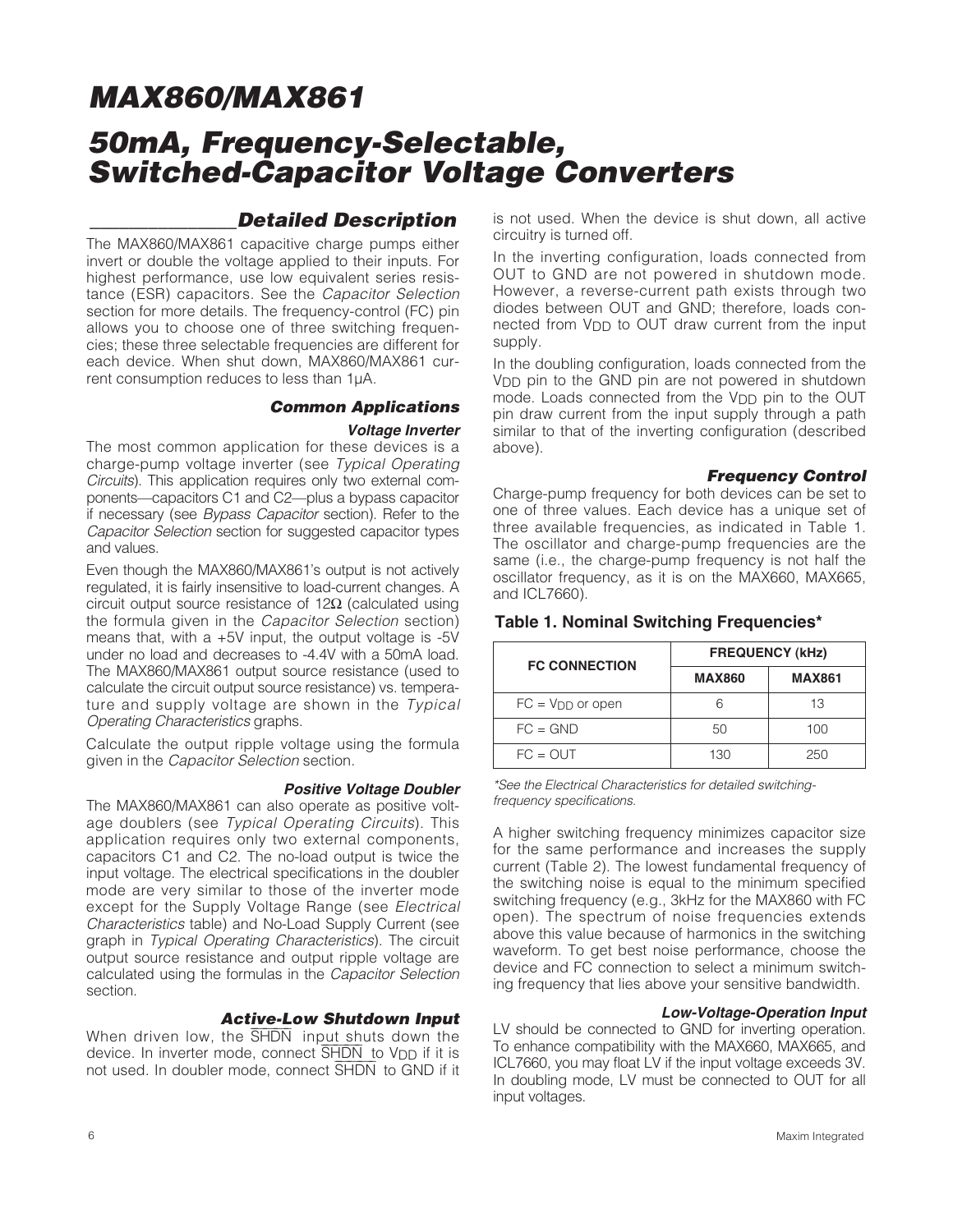# MAX860/MAX861

# 50mA, Frequency-Selectable, Switched-Capacitor Voltage Converters

## Detailed Description

The MAX860/MAX861 capacitive charge pumps either invert or double the voltage applied to their inputs. For highest performance, use low equivalent series resistance (ESR) capacitors. See the *Capacitor Selection* section for more details. The frequency-control (FC) pin allows you to choose one of three switching frequencies; these three selectable frequencies are different for each device. When shut down, MAX860/MAX861 current consumption reduces to less than 1µA.

### Common Applications

#### Voltage Inverter

The most common application for these devices is a charge-pump voltage inverter (see *Typical Operating Circuits*). This application requires only two external components—capacitors C1 and C2—plus a bypass capacitor if necessary (see *Bypass Capacitor* section). Refer to the *Capacitor Selection* section for suggested capacitor types and values.

Even though the MAX860/MAX861's output is not actively regulated, it is fairly insensitive to load-current changes. A circuit output source resistance of 12Ω (calculated using the formula given in the *Capacitor Selection* section) means that, with a +5V input, the output voltage is -5V under no load and decreases to -4.4V with a 50mA load. The MAX860/MAX861 output source resistance (used to calculate the circuit output source resistance) vs. temperature and supply voltage are shown in the *Typical Operating Characteristics* graphs.

Calculate the output ripple voltage using the formula given in the *Capacitor Selection* section.

#### Positive Voltage Doubler

The MAX860/MAX861 can also operate as positive voltage doublers (see *Typical Operating Circuits*). This application requires only two external components, capacitors C1 and C2. The no-load output is twice the input voltage. The electrical specifications in the doubler mode are very similar to those of the inverter mode except for the Supply Voltage Range (see *Electrical Characteristics* table) and No-Load Supply Current (see graph in *Typical Operating Characteristics*). The circuit output source resistance and output ripple voltage are calculated using the formulas in the *Capacitor Selection* section.

### Active-Low Shutdown Input

When driven low, the $\overline{SHDN}$ input shuts down the device. In inverter mode, connect $\overline{SHDN}$ to $V_{DD}$ if it is not used. In doubler mode, connect $\overline{SHDN}$ to GND if it is not used. When the device is shut down, all active circuitry is turned off.

In the inverting configuration, loads connected from OUT to GND are not powered in shutdown mode. However, a reverse-current path exists through two diodes between OUT and GND; therefore, loads connected from $V_{DD}$ to OUT draw current from the input supply.

In the doubling configuration, loads connected from the $V_{DD}$ pin to the GND pin are not powered in shutdown mode. Loads connected from the $V_{DD}$ pin to the OUT pin draw current from the input supply through a path similar to that of the inverting configuration (described above).

### Frequency Control

Charge-pump frequency for both devices can be set to one of three values. Each device has a unique set of three available frequencies, as indicated in Table 1. The oscillator and charge-pump frequencies are the same (i.e., the charge-pump frequency is not half the oscillator frequency, as it is on the MAX660, MAX665, and ICL7660).

**Table 1. Nominal Switching Frequencies***

| FC CONNECTION | FREQUENCY (kHz) | |
|---|---|---|
| | **MAX860** | **MAX861** |
| FC = $V_{DD}$ or open | 6 | 13 |
| FC = GND | 50 | 100 |
| FC = OUT | 130 | 250 |

*\*See the Electrical Characteristics for detailed switching-frequency specifications.*

A higher switching frequency minimizes capacitor size for the same performance and increases the supply current (Table 2). The lowest fundamental frequency of the switching noise is equal to the minimum specified switching frequency (e.g., 3kHz for the MAX860 with FC open). The spectrum of noise frequencies extends above this value because of harmonics in the switching waveform. To get best noise performance, choose the device and FC connection to select a minimum switching frequency that lies above your sensitive bandwidth.

#### Low-Voltage-Operation Input

LV should be connected to GND for inverting operation. To enhance compatibility with the MAX660, MAX665, and ICL7660, you may float LV if the input voltage exceeds 3V. In doubling mode, LV must be connected to OUT for all input voltages.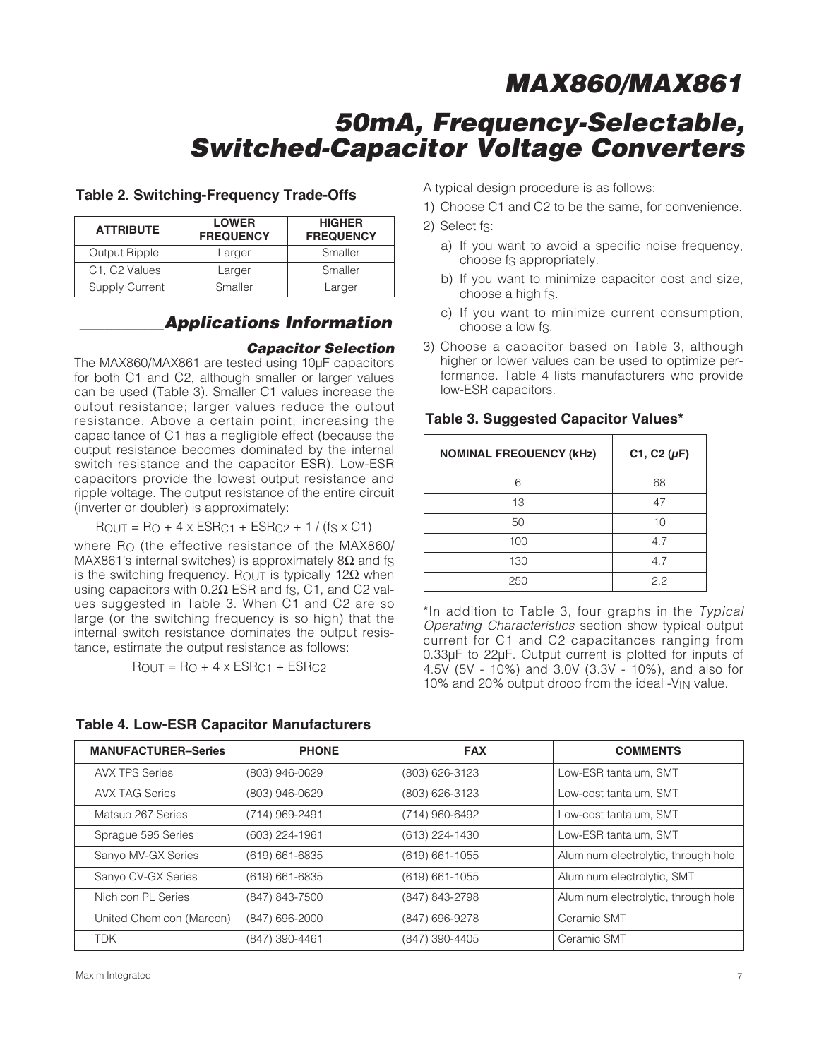**Table 2. Switching-Frequency Trade-Offs**

| ATTRIBUTE | LOWER FREQUENCY | HIGHER FREQUENCY |
|---|---|---|
| Output Ripple | Larger | Smaller |
| C1, C2 Values | Larger | Smaller |
| Supply Current | Smaller | Larger |

## Applications Information

### Capacitor Selection

The MAX860/MAX861 are tested using 10µF capacitors for both C1 and C2, although smaller or larger values can be used (Table 3). Smaller C1 values increase the output resistance; larger values reduce the output resistance. Above a certain point, increasing the capacitance of C1 has a negligible effect (because the output resistance becomes dominated by the internal switch resistance and the capacitor ESR). Low-ESR capacitors provide the lowest output resistance and ripple voltage. The output resistance of the entire circuit (inverter or doubler) is approximately:

$$R_{OUT} = R_O + 4 \times ESR_{C1} + ESR_{C2} + 1 / (f_S \times C1)$$

where $R_O$ (the effective resistance of the MAX860/MAX861's internal switches) is approximately 8Ω and $f_S$ is the switching frequency. $R_{OUT}$ is typically 12Ω when using capacitors with 0.2Ω ESR and $f_S$, C1, and C2 values suggested in Table 3. When C1 and C2 are so large (or the switching frequency is so high) that the internal switch resistance dominates the output resistance, estimate the output resistance as follows:

$$R_{OUT} = R_O + 4 \times ESR_{C1} + ESR_{C2}$$

A typical design procedure is as follows:

1) Choose C1 and C2 to be the same, for convenience.
2) Select $f_S$:
   a) If you want to avoid a specific noise frequency, choose $f_S$ appropriately.
   b) If you want to minimize capacitor cost and size, choose a high $f_S$.
   c) If you want to minimize current consumption, choose a low $f_S$.
3) Choose a capacitor based on Table 3, although higher or lower values can be used to optimize performance. Table 4 lists manufacturers who provide low-ESR capacitors.

**Table 3. Suggested Capacitor Values***

| NOMINAL FREQUENCY (kHz) | C1, C2 (µF) |
|---|---|
| 6 | 68 |
| 13 | 47 |
| 50 | 10 |
| 100 | 4.7 |
| 130 | 4.7 |
| 250 | 2.2 |

*In addition to Table 3, four graphs in the *Typical Operating Characteristics* section show typical output current for C1 and C2 capacitances ranging from 0.33µF to 22µF. Output current is plotted for inputs of 4.5V (5V - 10%) and 3.0V (3.3V - 10%), and also for 10% and 20% output droop from the ideal $-V_{IN}$ value.

**Table 4. Low-ESR Capacitor Manufacturers**

| MANUFACTURER–Series | PHONE | FAX | COMMENTS |
|---|---|---|---|
| AVX TPS Series | (803) 946-0629 | (803) 626-3123 | Low-ESR tantalum, SMT |
| AVX TAG Series | (803) 946-0629 | (803) 626-3123 | Low-cost tantalum, SMT |
| Matsuo 267 Series | (714) 969-2491 | (714) 960-6492 | Low-cost tantalum, SMT |
| Sprague 595 Series | (603) 224-1961 | (613) 224-1430 | Low-ESR tantalum, SMT |
| Sanyo MV-GX Series | (619) 661-6835 | (619) 661-1055 | Aluminum electrolytic, through hole |
| Sanyo CV-GX Series | (619) 661-6835 | (619) 661-1055 | Aluminum electrolytic, SMT |
| Nichicon PL Series | (847) 843-7500 | (847) 843-2798 | Aluminum electrolytic, through hole |
| United Chemicon (Marcon) | (847) 696-2000 | (847) 696-9278 | Ceramic SMT |
| TDK | (847) 390-4461 | (847) 390-4405 | Ceramic SMT |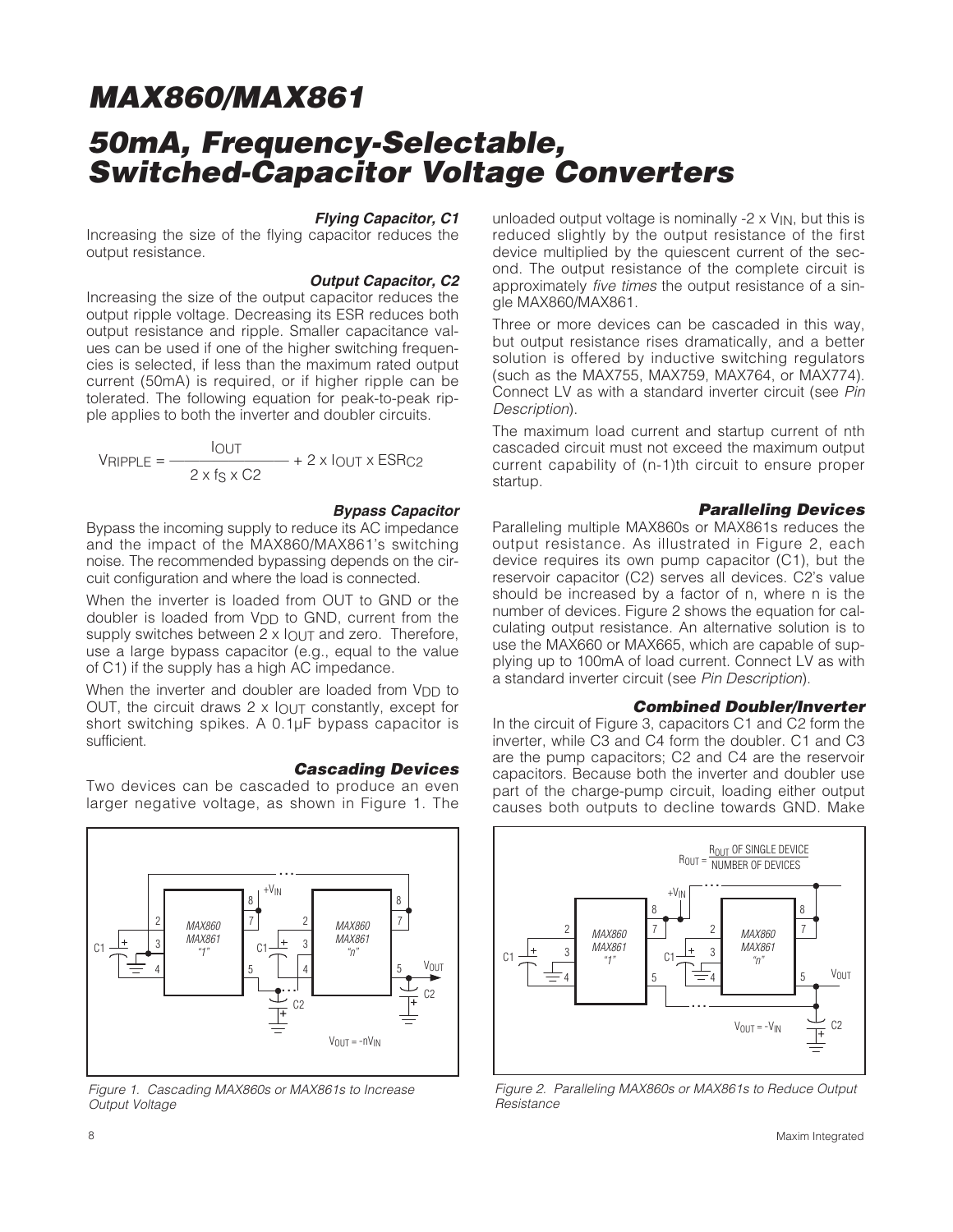#### *Flying Capacitor, C1*

Increasing the size of the flying capacitor reduces the output resistance.

#### *Output Capacitor, C2*

Increasing the size of the output capacitor reduces the output ripple voltage. Decreasing its ESR reduces both output resistance and ripple. Smaller capacitance values can be used if one of the higher switching frequencies is selected, if less than the maximum rated output current (50mA) is required, or if higher ripple can be tolerated. The following equation for peak-to-peak ripple applies to both the inverter and doubler circuits.

$$V_{RIPPLE} = \frac{I_{OUT}}{2 \times f_S \times C2} + 2 \times I_{OUT} \times ESR_{C2}$$

#### *Bypass Capacitor*

Bypass the incoming supply to reduce its AC impedance and the impact of the MAX860/MAX861's switching noise. The recommended bypassing depends on the circuit configuration and where the load is connected.

When the inverter is loaded from OUT to GND or the doubler is loaded from $V_{DD}$ to GND, current from the supply switches between $2 \times I_{OUT}$ and zero. Therefore, use a large bypass capacitor (e.g., equal to the value of C1) if the supply has a high AC impedance.

When the inverter and doubler are loaded from $V_{DD}$ to OUT, the circuit draws $2 \times I_{OUT}$ constantly, except for short switching spikes. A 0.1µF bypass capacitor is sufficient.

#### *Cascading Devices*

Two devices can be cascaded to produce an even larger negative voltage, as shown in Figure 1. The unloaded output voltage is nominally $-2 \times V_{IN}$, but this is reduced slightly by the output resistance of the first device multiplied by the quiescent current of the second. The output resistance of the complete circuit is approximately *five times* the output resistance of a single MAX860/MAX861.

Three or more devices can be cascaded in this way, but output resistance rises dramatically, and a better solution is offered by inductive switching regulators (such as the MAX755, MAX759, MAX764, or MAX774). Connect LV as with a standard inverter circuit (see *Pin Description*).

The maximum load current and startup current of nth cascaded circuit must not exceed the maximum output current capability of (n-1)th circuit to ensure proper startup.

#### *Paralleling Devices*

Paralleling multiple MAX860s or MAX861s reduces the output resistance. As illustrated in Figure 2, each device requires its own pump capacitor (C1), but the reservoir capacitor (C2) serves all devices. C2's value should be increased by a factor of n, where n is the number of devices. Figure 2 shows the equation for calculating output resistance. An alternative solution is to use the MAX660 or MAX665, which are capable of supplying up to 100mA of load current. Connect LV as with a standard inverter circuit (see *Pin Description*).

#### *Combined Doubler/Inverter*

In the circuit of Figure 3, capacitors C1 and C2 form the inverter, while C3 and C4 form the doubler. C1 and C3 are the pump capacitors; C2 and C4 are the reservoir capacitors. Because both the inverter and doubler use part of the charge-pump circuit, loading either output causes both outputs to decline towards GND. Make

*Figure 1. Cascading MAX860s or MAX861s to Increase Output Voltage*

*Figure 2. Paralleling MAX860s or MAX861s to Reduce Output Resistance*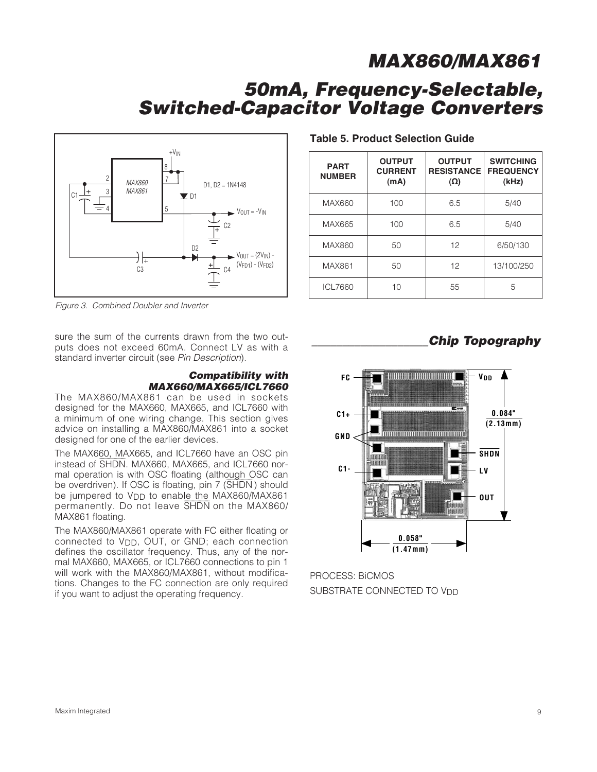Figure 3. Combined Doubler and Inverter

sure the sum of the currents drawn from the two outputs does not exceed 60mA. Connect LV as with a standard inverter circuit (see *Pin Description*).

### Compatibility with MAX660/MAX665/ICL7660

The MAX860/MAX861 can be used in sockets designed for the MAX660, MAX665, and ICL7660 with a minimum of one wiring change. This section gives advice on installing a MAX860/MAX861 into a socket designed for one of the earlier devices.

The MAX660, MAX665, and ICL7660 have an OSC pin instead of $\overline{SHDN}$. MAX660, MAX665, and ICL7660 normal operation is with OSC floating (although OSC can be overdriven). If OSC is floating, pin 7 ($\overline{SHDN}$) should be jumpered to $V_{DD}$ to enable the MAX860/MAX861 permanently. Do not leave $\overline{SHDN}$ on the MAX860/MAX861 floating.

The MAX860/MAX861 operate with FC either floating or connected to $V_{DD}$, OUT, or GND; each connection defines the oscillator frequency. Thus, any of the normal MAX660, MAX665, or ICL7660 connections to pin 1 will work with the MAX860/MAX861, without modifications. Changes to the FC connection are only required if you want to adjust the operating frequency.

**Table 5. Product Selection Guide**

| PART NUMBER | OUTPUT CURRENT (mA) | OUTPUT RESISTANCE (Ω) | SWITCHING FREQUENCY (kHz) |
|---|---|---|---|
| MAX660 | 100 | 6.5 | 5/40 |
| MAX665 | 100 | 6.5 | 5/40 |
| MAX860 | 50 | 12 | 6/50/130 |
| MAX861 | 50 | 12 | 13/100/250 |
| ICL7660 | 10 | 55 | 5 |

## Chip Topography

PROCESS: BiCMOS

SUBSTRATE CONNECTED TO $V_{DD}$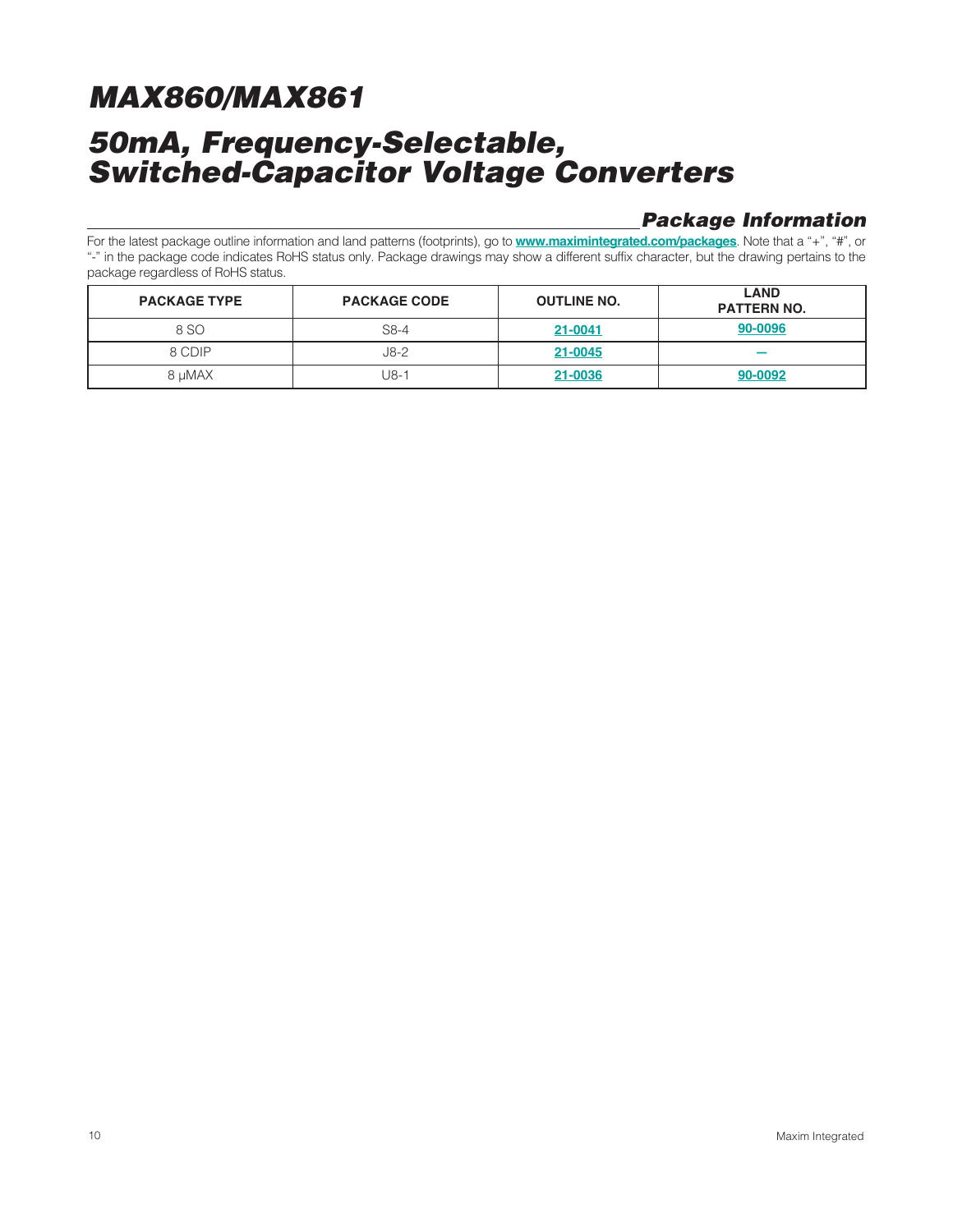## Package Information

For the latest package outline information and land patterns (footprints), go to **www.maximintegrated.com/packages**. Note that a "+", "#", or "-" in the package code indicates RoHS status only. Package drawings may show a different suffix character, but the drawing pertains to the package regardless of RoHS status.

| PACKAGE TYPE | PACKAGE CODE | OUTLINE NO. | LAND PATTERN NO. |
|---|---|---|---|
| 8 SO | S8-4 | 21-0041 | 90-0096 |
| 8 CDIP | J8-2 | 21-0045 | — |
| 8 μMAX | U8-1 | 21-0036 | 90-0092 |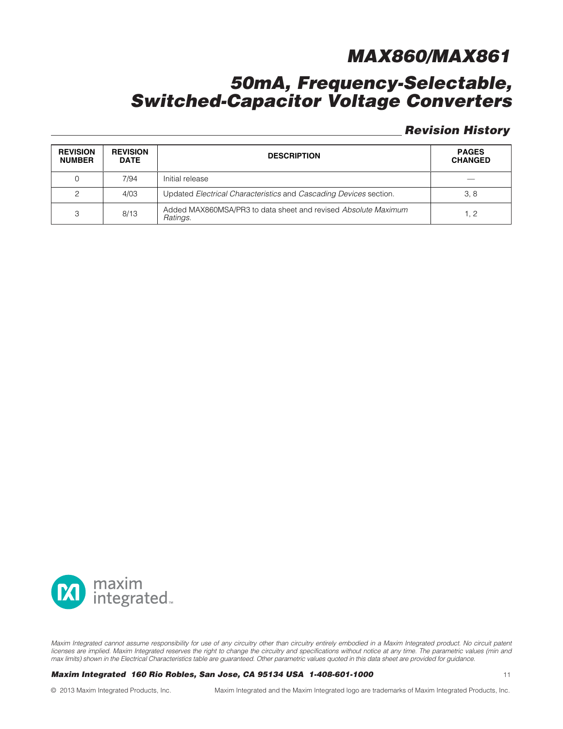## Revision History

| REVISION NUMBER | REVISION DATE | DESCRIPTION | PAGES CHANGED |
| --- | --- | --- | --- |
| 0 | 7/94 | Initial release | — |
| 2 | 4/03 | Updated *Electrical Characteristics* and *Cascading Devices* section. | 3, 8 |
| 3 | 8/13 | Added MAX860MSA/PR3 to data sheet and revised *Absolute Maximum Ratings*. | 1, 2 |

*Maxim Integrated cannot assume responsibility for use of any circuitry other than circuitry entirely embodied in a Maxim Integrated product. No circuit patent licenses are implied. Maxim Integrated reserves the right to change the circuitry and specifications without notice at any time. The parametric values (min and max limits) shown in the Electrical Characteristics table are guaranteed. Other parametric values quoted in this data sheet are provided for guidance.*

***Maxim Integrated 160 Rio Robles, San Jose, CA 95134 USA 1-408-601-1000***

© 2013 Maxim Integrated Products, Inc. Maxim Integrated and the Maxim Integrated logo are trademarks of Maxim Integrated Products, Inc.